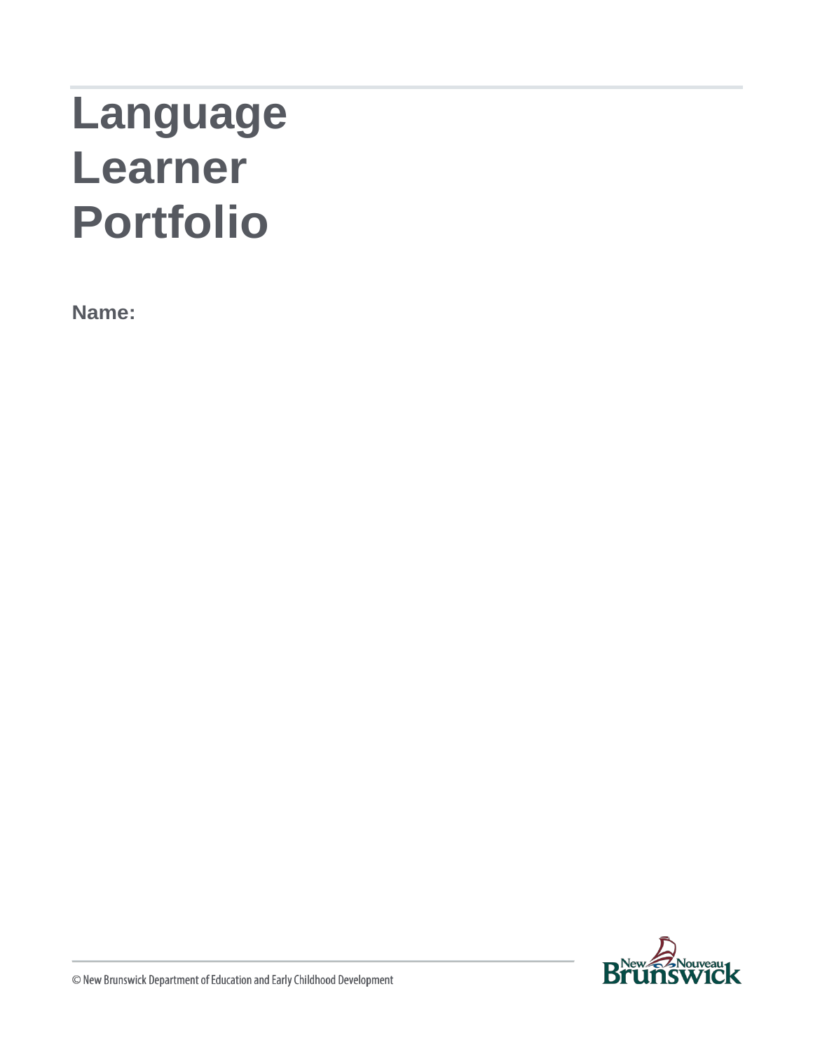# Language Learner Portfolio

**Name:**

© New Brunswick Department of Education and Early Childhood Development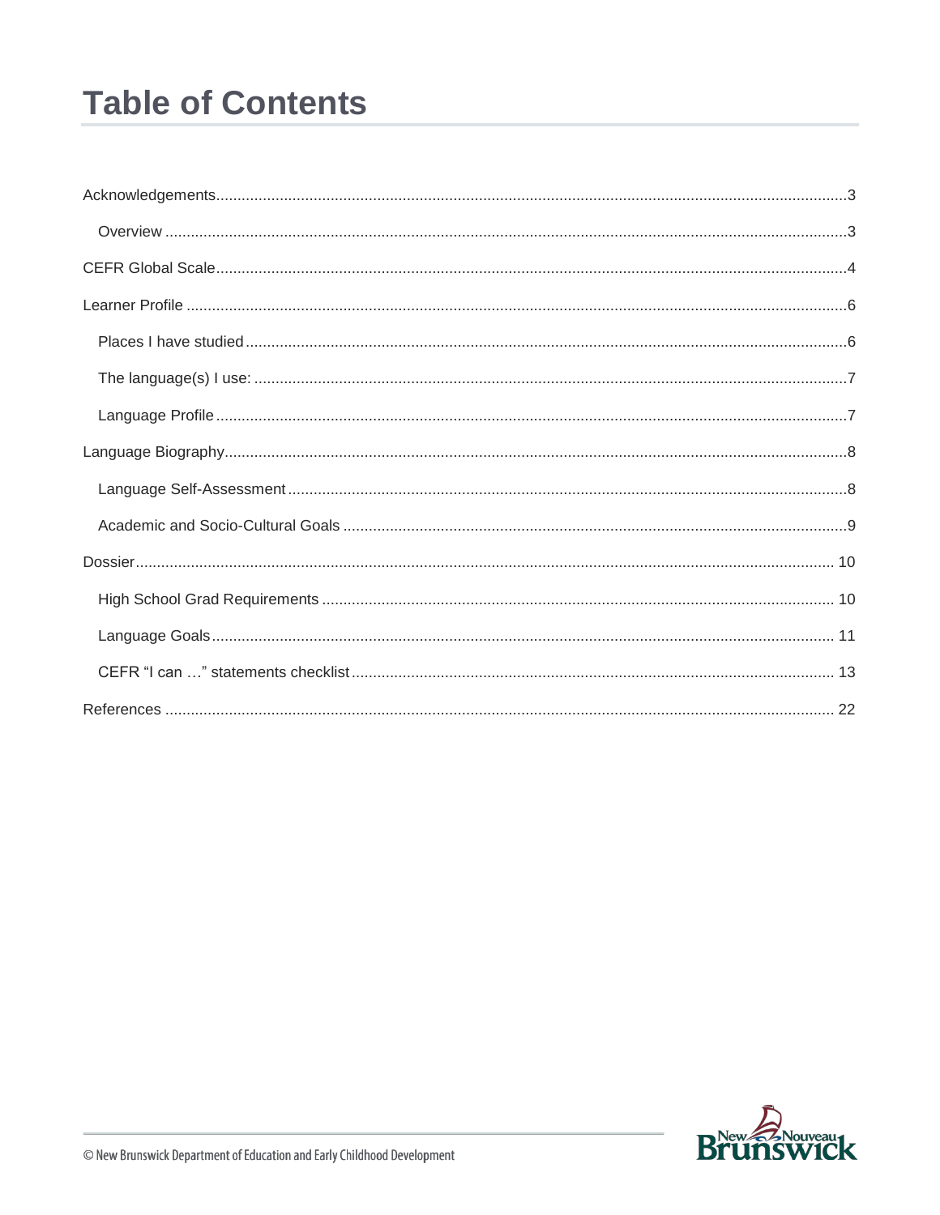# Table of Contents

- Acknowledgements .......... 3
  - Overview .......... 3
- CEFR Global Scale .......... 4
- Learner Profile .......... 6
  - Places I have studied .......... 6
  - The language(s) I use: .......... 7
  - Language Profile .......... 7
- Language Biography .......... 8
  - Language Self-Assessment .......... 8
  - Academic and Socio-Cultural Goals .......... 9
- Dossier .......... 10
  - High School Grad Requirements .......... 10
  - Language Goals .......... 11
  - CEFR “I can …” statements checklist .......... 13
- References .......... 22

© New Brunswick Department of Education and Early Childhood Development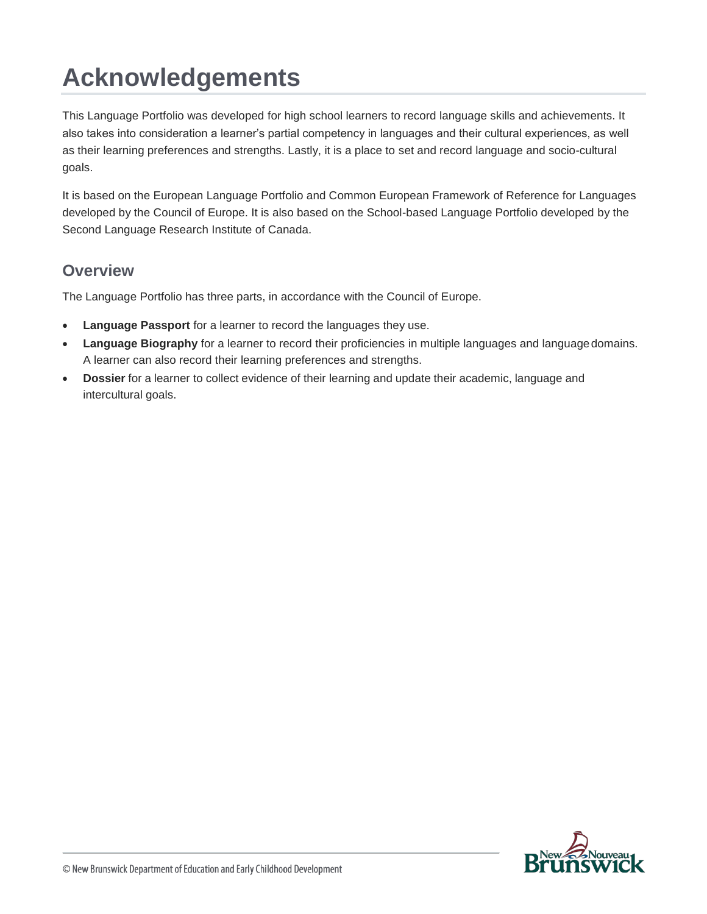# Acknowledgements

This Language Portfolio was developed for high school learners to record language skills and achievements. It also takes into consideration a learner's partial competency in languages and their cultural experiences, as well as their learning preferences and strengths. Lastly, it is a place to set and record language and socio-cultural goals.

It is based on the European Language Portfolio and Common European Framework of Reference for Languages developed by the Council of Europe. It is also based on the School-based Language Portfolio developed by the Second Language Research Institute of Canada.

## Overview

The Language Portfolio has three parts, in accordance with the Council of Europe.

- **Language Passport** for a learner to record the languages they use.
- **Language Biography** for a learner to record their proficiencies in multiple languages and language domains. A learner can also record their learning preferences and strengths.
- **Dossier** for a learner to collect evidence of their learning and update their academic, language and intercultural goals.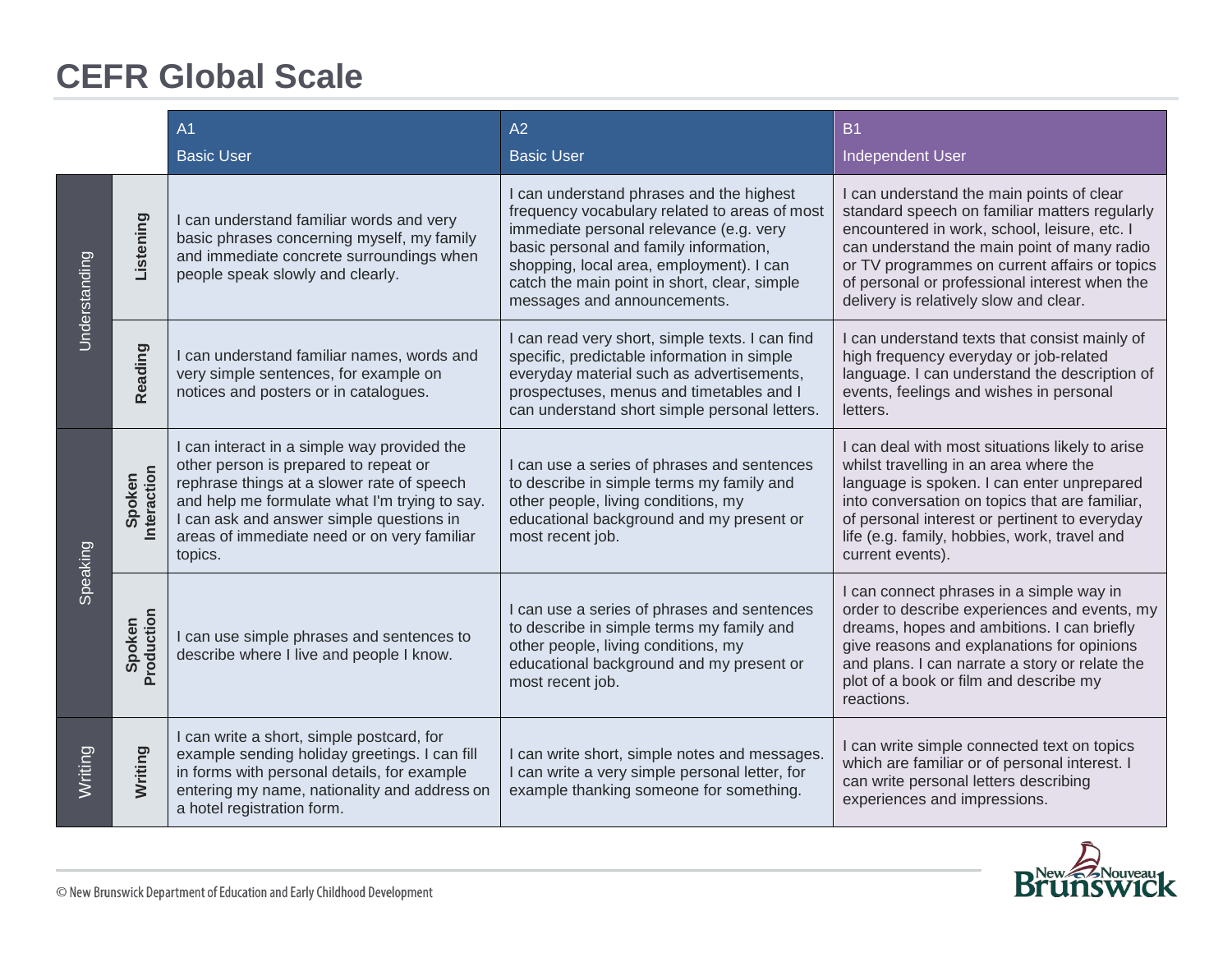# CEFR Global Scale

| | | A1<br>Basic User | A2<br>Basic User | B1<br>Independent User |
|---|---|---|---|---|
| Understanding | Listening | I can understand familiar words and very basic phrases concerning myself, my family and immediate concrete surroundings when people speak slowly and clearly. | I can understand phrases and the highest frequency vocabulary related to areas of most immediate personal relevance (e.g. very basic personal and family information, shopping, local area, employment). I can catch the main point in short, clear, simple messages and announcements. | I can understand the main points of clear standard speech on familiar matters regularly encountered in work, school, leisure, etc. I can understand the main point of many radio or TV programmes on current affairs or topics of personal or professional interest when the delivery is relatively slow and clear. |
| | Reading | I can understand familiar names, words and very simple sentences, for example on notices and posters or in catalogues. | I can read very short, simple texts. I can find specific, predictable information in simple everyday material such as advertisements, prospectuses, menus and timetables and I can understand short simple personal letters. | I can understand texts that consist mainly of high frequency everyday or job-related language. I can understand the description of events, feelings and wishes in personal letters. |
| Speaking | Spoken Interaction | I can interact in a simple way provided the other person is prepared to repeat or rephrase things at a slower rate of speech and help me formulate what I'm trying to say. I can ask and answer simple questions in areas of immediate need or on very familiar topics. | I can use a series of phrases and sentences to describe in simple terms my family and other people, living conditions, my educational background and my present or most recent job. | I can deal with most situations likely to arise whilst travelling in an area where the language is spoken. I can enter unprepared into conversation on topics that are familiar, of personal interest or pertinent to everyday life (e.g. family, hobbies, work, travel and current events). |
| | Spoken Production | I can use simple phrases and sentences to describe where I live and people I know. | I can use a series of phrases and sentences to describe in simple terms my family and other people, living conditions, my educational background and my present or most recent job. | I can connect phrases in a simple way in order to describe experiences and events, my dreams, hopes and ambitions. I can briefly give reasons and explanations for opinions and plans. I can narrate a story or relate the plot of a book or film and describe my reactions. |
| Writing | Writing | I can write a short, simple postcard, for example sending holiday greetings. I can fill in forms with personal details, for example entering my name, nationality and address on a hotel registration form. | I can write short, simple notes and messages. I can write a very simple personal letter, for example thanking someone for something. | I can write simple connected text on topics which are familiar or of personal interest. I can write personal letters describing experiences and impressions. |

© New Brunswick Department of Education and Early Childhood Development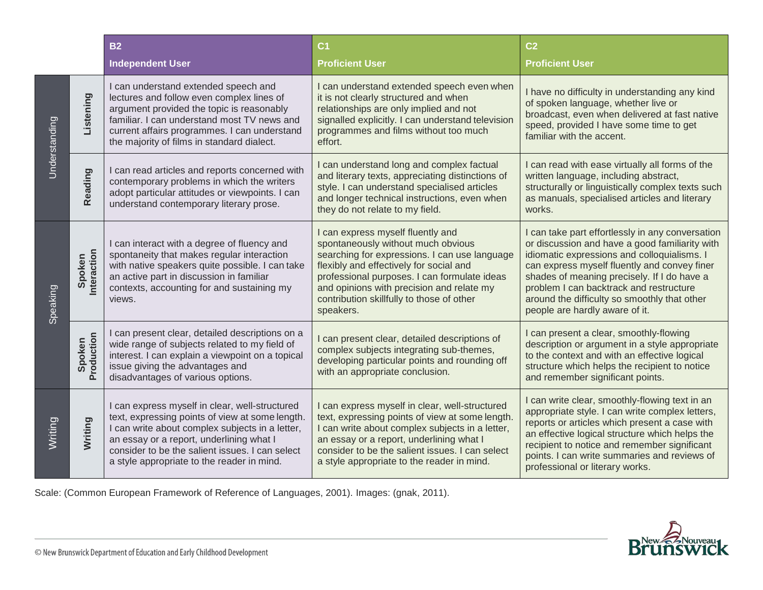| | | B2<br>Independent User | C1<br>Proficient User | C2<br>Proficient User |
|---|---|---|---|---|
| Understanding | Listening | I can understand extended speech and lectures and follow even complex lines of argument provided the topic is reasonably familiar. I can understand most TV news and current affairs programmes. I can understand the majority of films in standard dialect. | I can understand extended speech even when it is not clearly structured and when relationships are only implied and not signalled explicitly. I can understand television programmes and films without too much effort. | I have no difficulty in understanding any kind of spoken language, whether live or broadcast, even when delivered at fast native speed, provided I have some time to get familiar with the accent. |
| | Reading | I can read articles and reports concerned with contemporary problems in which the writers adopt particular attitudes or viewpoints. I can understand contemporary literary prose. | I can understand long and complex factual and literary texts, appreciating distinctions of style. I can understand specialised articles and longer technical instructions, even when they do not relate to my field. | I can read with ease virtually all forms of the written language, including abstract, structurally or linguistically complex texts such as manuals, specialised articles and literary works. |
| Speaking | Spoken Interaction | I can interact with a degree of fluency and spontaneity that makes regular interaction with native speakers quite possible. I can take an active part in discussion in familiar contexts, accounting for and sustaining my views. | I can express myself fluently and spontaneously without much obvious searching for expressions. I can use language flexibly and effectively for social and professional purposes. I can formulate ideas and opinions with precision and relate my contribution skillfully to those of other speakers. | I can take part effortlessly in any conversation or discussion and have a good familiarity with idiomatic expressions and colloquialisms. I can express myself fluently and convey finer shades of meaning precisely. If I do have a problem I can backtrack and restructure around the difficulty so smoothly that other people are hardly aware of it. |
| | Spoken Production | I can present clear, detailed descriptions on a wide range of subjects related to my field of interest. I can explain a viewpoint on a topical issue giving the advantages and disadvantages of various options. | I can present clear, detailed descriptions of complex subjects integrating sub-themes, developing particular points and rounding off with an appropriate conclusion. | I can present a clear, smoothly-flowing description or argument in a style appropriate to the context and with an effective logical structure which helps the recipient to notice and remember significant points. |
| Writing | Writing | I can express myself in clear, well-structured text, expressing points of view at some length. I can write about complex subjects in a letter, an essay or a report, underlining what I consider to be the salient issues. I can select a style appropriate to the reader in mind. | I can express myself in clear, well-structured text, expressing points of view at some length. I can write about complex subjects in a letter, an essay or a report, underlining what I consider to be the salient issues. I can select a style appropriate to the reader in mind. | I can write clear, smoothly-flowing text in an appropriate style. I can write complex letters, reports or articles which present a case with an effective logical structure which helps the recipient to notice and remember significant points. I can write summaries and reviews of professional or literary works. |

Scale: (Common European Framework of Reference of Languages, 2001). Images: (gnak, 2011).

© New Brunswick Department of Education and Early Childhood Development

New Nouveau Brunswick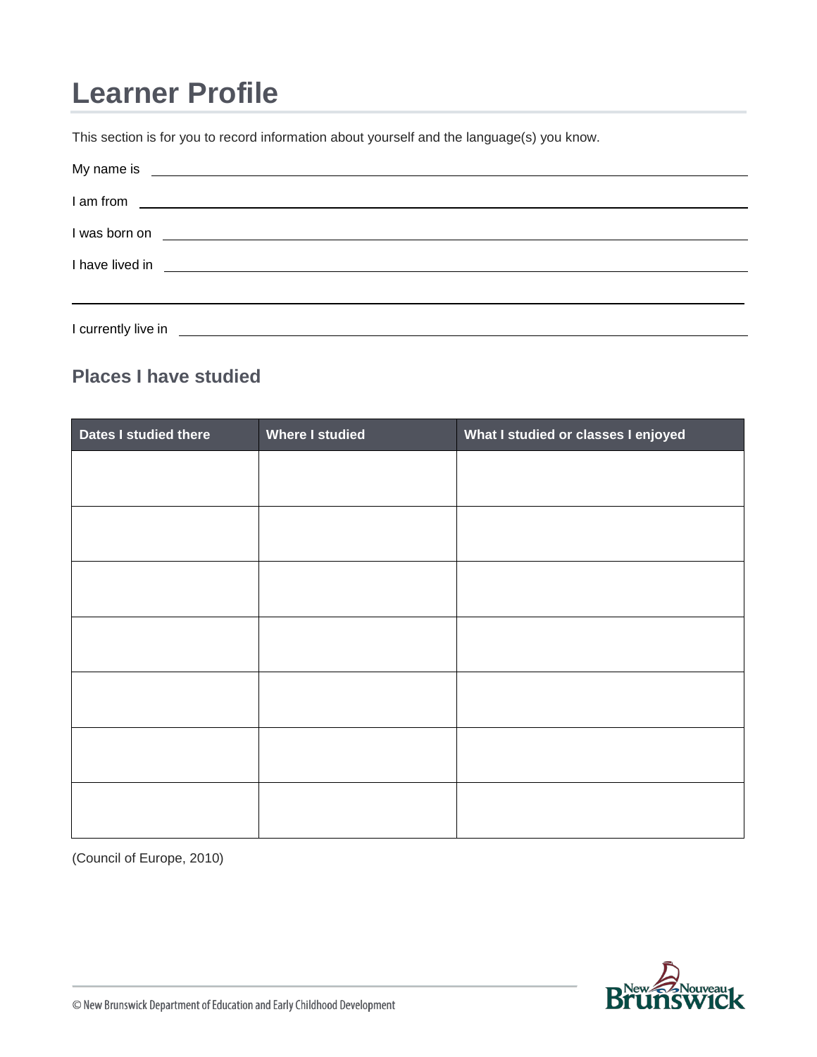# Learner Profile

This section is for you to record information about yourself and the language(s) you know.

My name is ______________________________

I am from ______________________________

I was born on ______________________________

I have lived in ______________________________

______________________________

I currently live in ______________________________

## Places I have studied

| Dates I studied there | Where I studied | What I studied or classes I enjoyed |
|---|---|---|
| | | |
| | | |
| | | |
| | | |
| | | |
| | | |
| | | |

(Council of Europe, 2010)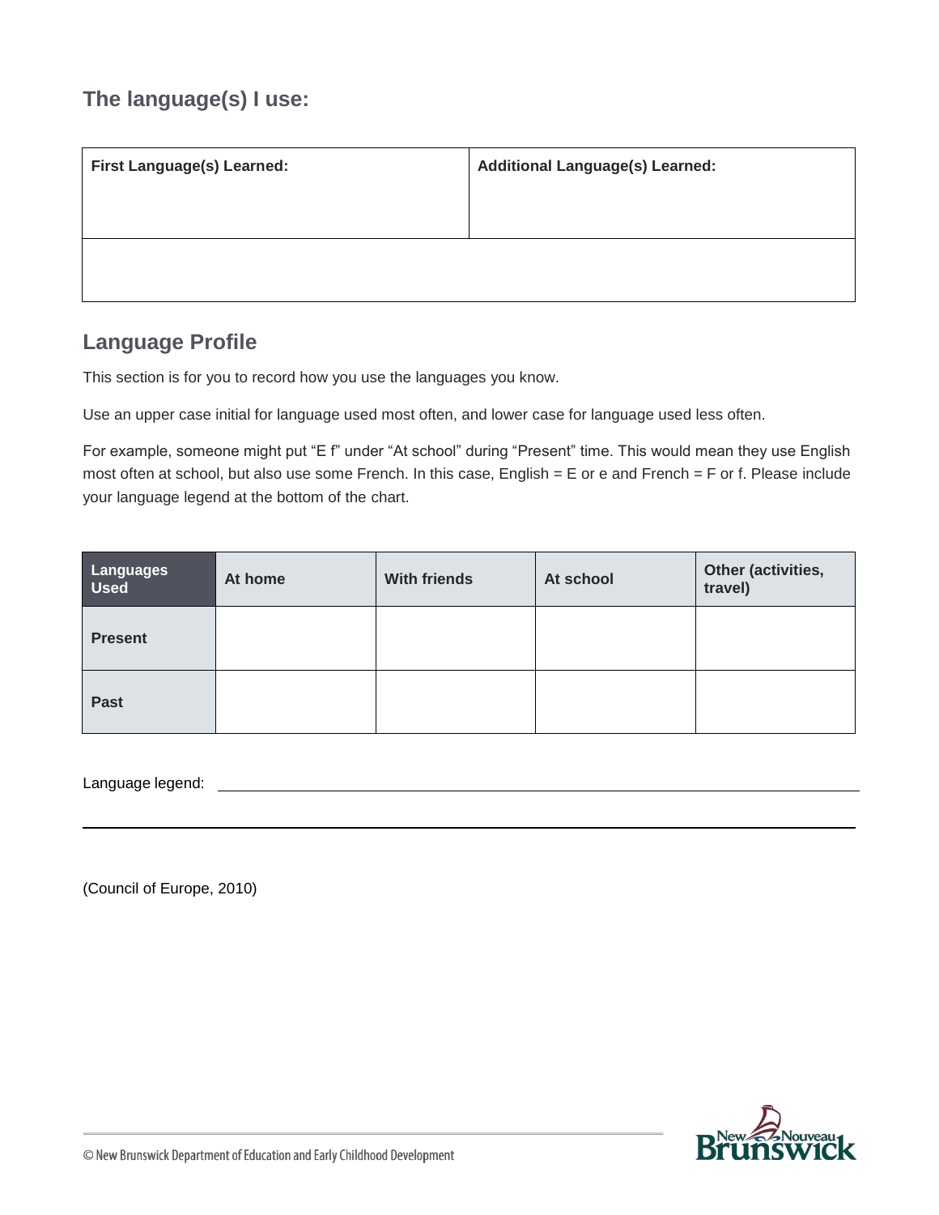## The language(s) I use:

| First Language(s) Learned: | Additional Language(s) Learned: |
| --- | --- |
| | |

## Language Profile

This section is for you to record how you use the languages you know.

Use an upper case initial for language used most often, and lower case for language used less often.

For example, someone might put "E f" under "At school" during "Present" time. This would mean they use English most often at school, but also use some French. In this case, English = E or e and French = F or f. Please include your language legend at the bottom of the chart.

| Languages Used | At home | With friends | At school | Other (activities, travel) |
| --- | --- | --- | --- | --- |
| **Present** | | | | |
| **Past** | | | | |

Language legend: ______________________________________________

______________________________________________

(Council of Europe, 2010)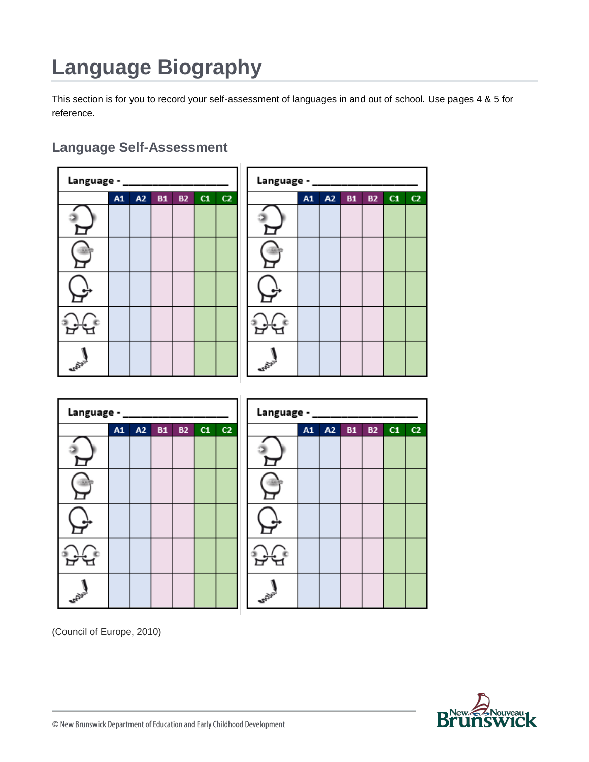# Language Biography

This section is for you to record your self-assessment of languages in and out of school. Use pages 4 & 5 for reference.

## Language Self-Assessment

| Language - ________________ | A1 | A2 | B1 | B2 | C1 | C2 |
|---|---|---|---|---|---|---|
| | | | | | | |
| | | | | | | |
| | | | | | | |
| | | | | | | |
| | | | | | | |

| Language - ________________ | A1 | A2 | B1 | B2 | C1 | C2 |
|---|---|---|---|---|---|---|
| | | | | | | |
| | | | | | | |
| | | | | | | |
| | | | | | | |
| | | | | | | |

| Language - ________________ | A1 | A2 | B1 | B2 | C1 | C2 |
|---|---|---|---|---|---|---|
| | | | | | | |
| | | | | | | |
| | | | | | | |
| | | | | | | |
| | | | | | | |

| Language - ________________ | A1 | A2 | B1 | B2 | C1 | C2 |
|---|---|---|---|---|---|---|
| | | | | | | |
| | | | | | | |
| | | | | | | |
| | | | | | | |
| | | | | | | |

(Council of Europe, 2010)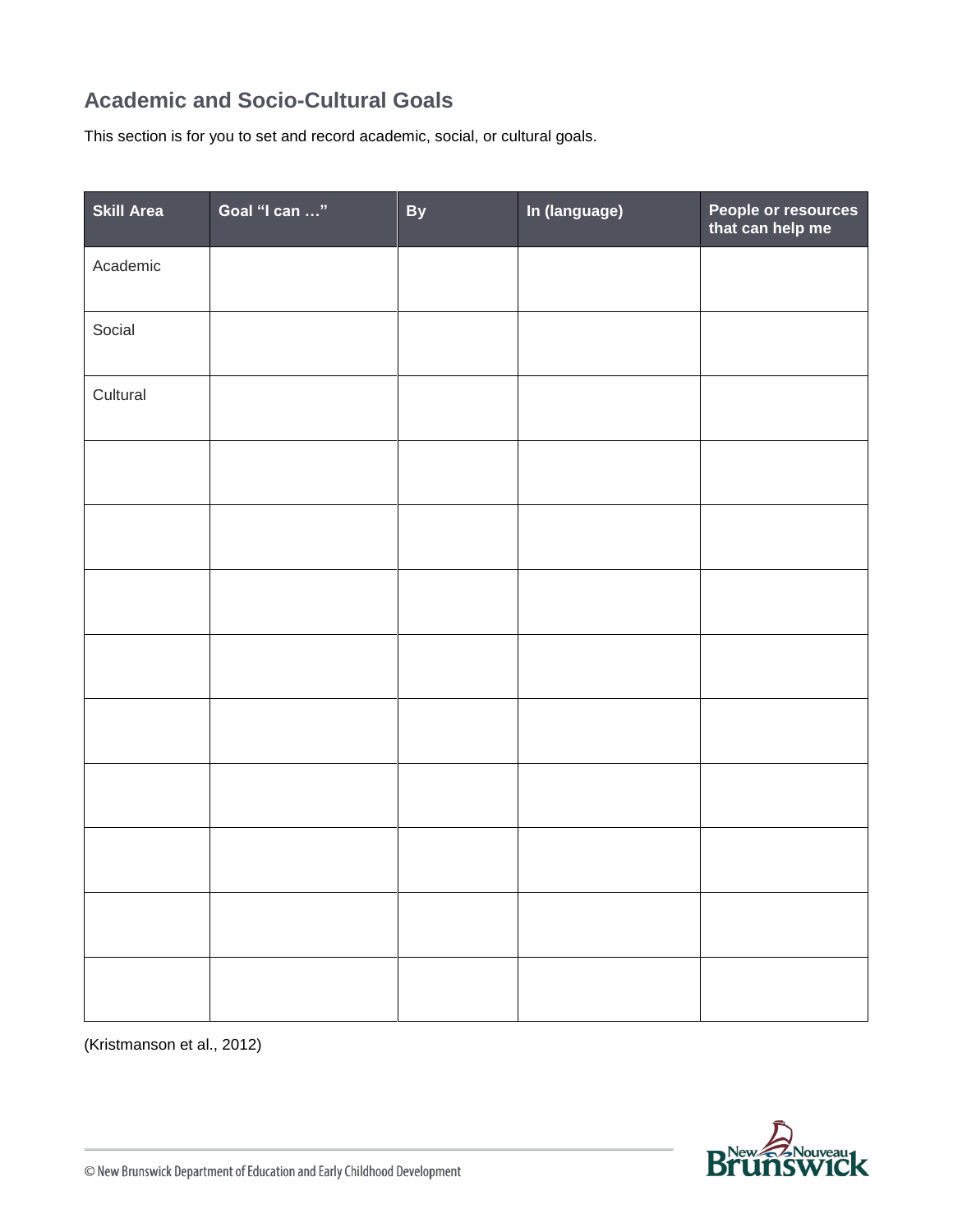## Academic and Socio-Cultural Goals

This section is for you to set and record academic, social, or cultural goals.

| Skill Area | Goal "I can …" | By | In (language) | People or resources that can help me |
|---|---|---|---|---|
| Academic | | | | |
| Social | | | | |
| Cultural | | | | |
| | | | | |
| | | | | |
| | | | | |
| | | | | |
| | | | | |
| | | | | |
| | | | | |
| | | | | |
| | | | | |

(Kristmanson et al., 2012)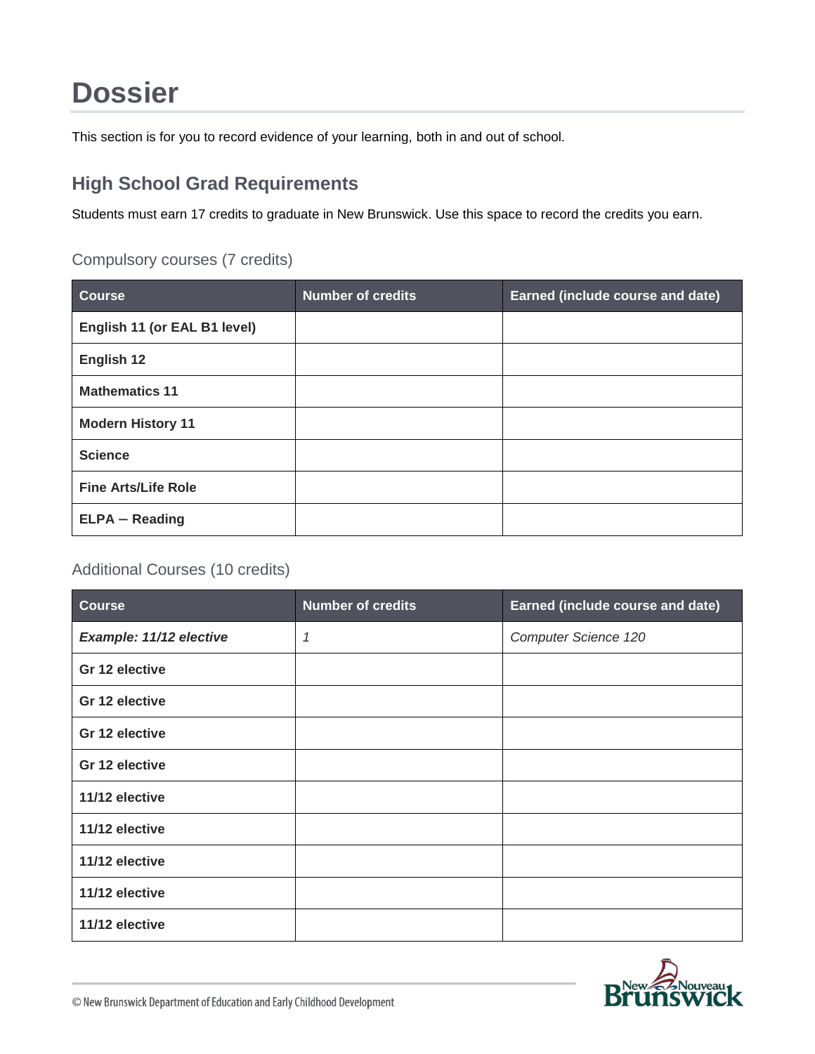# Dossier

This section is for you to record evidence of your learning, both in and out of school.

## High School Grad Requirements

Students must earn 17 credits to graduate in New Brunswick. Use this space to record the credits you earn.

### Compulsory courses (7 credits)

| Course | Number of credits | Earned (include course and date) |
|---|---|---|
| **English 11 (or EAL B1 level)** | | |
| **English 12** | | |
| **Mathematics 11** | | |
| **Modern History 11** | | |
| **Science** | | |
| **Fine Arts/Life Role** | | |
| **ELPA – Reading** | | |

### Additional Courses (10 credits)

| Course | Number of credits | Earned (include course and date) |
|---|---|---|
| ***Example: 11/12 elective*** | *1* | *Computer Science 120* |
| **Gr 12 elective** | | |
| **Gr 12 elective** | | |
| **Gr 12 elective** | | |
| **Gr 12 elective** | | |
| **11/12 elective** | | |
| **11/12 elective** | | |
| **11/12 elective** | | |
| **11/12 elective** | | |
| **11/12 elective** | | |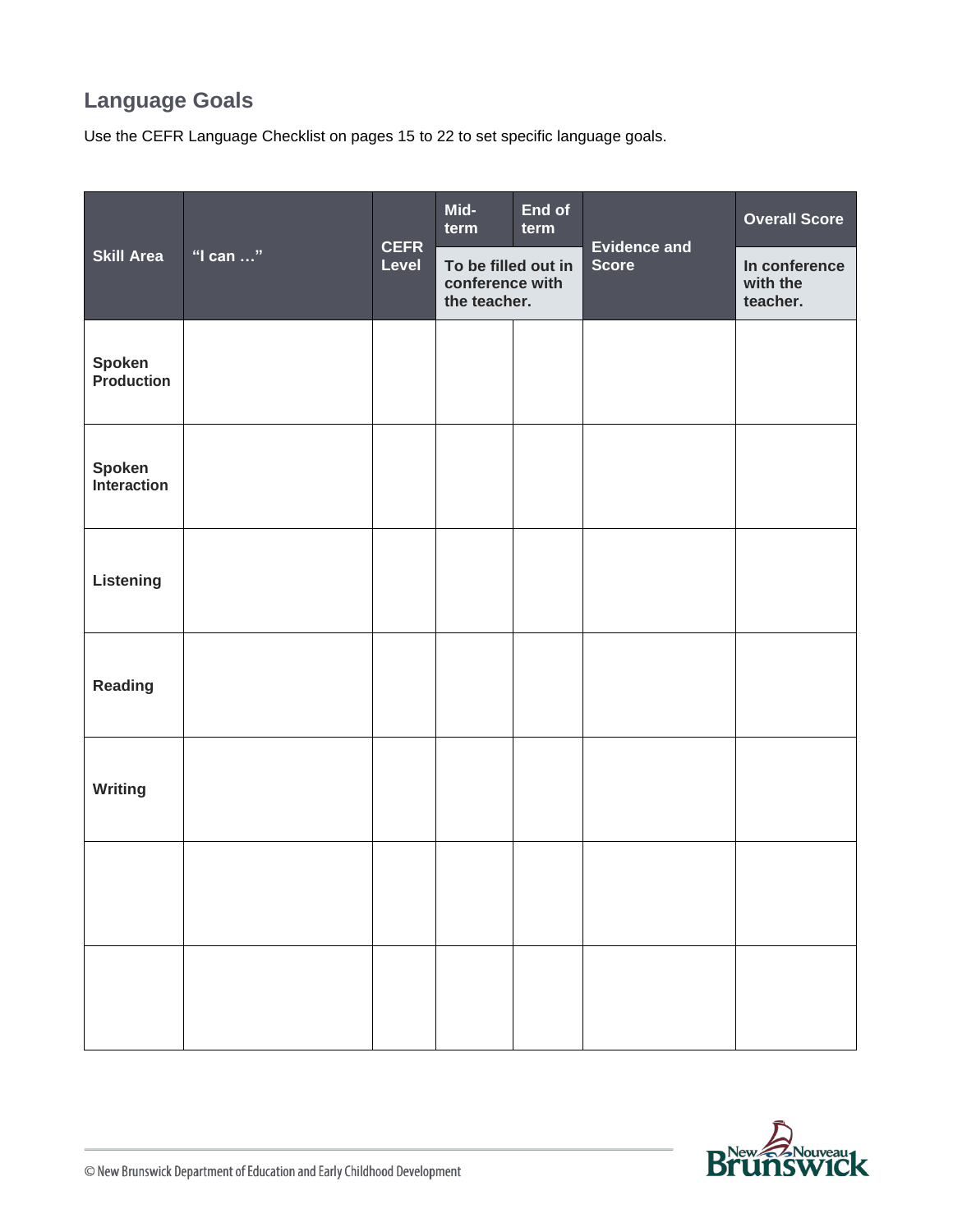## Language Goals

Use the CEFR Language Checklist on pages 15 to 22 to set specific language goals.

| Skill Area | "I can …" | CEFR Level | Mid-term | End of term | Evidence and Score | Overall Score |
|---|---|---|---|---|---|---|
| | | | To be filled out in conference with the teacher. | | | In conference with the teacher. |
| **Spoken Production** | | | | | | |
| **Spoken Interaction** | | | | | | |
| **Listening** | | | | | | |
| **Reading** | | | | | | |
| **Writing** | | | | | | |
| | | | | | | |
| | | | | | | |

© New Brunswick Department of Education and Early Childhood Development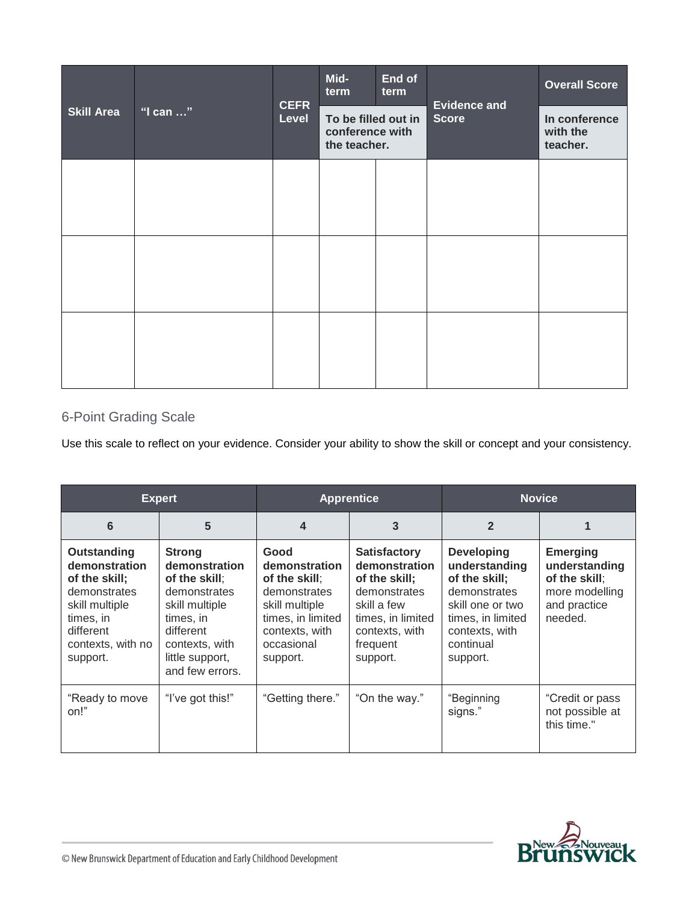| Skill Area | "I can …" | CFER Level | Mid-term | End of term | Evidence and Score | Overall Score |
|---|---|---|---|---|---|---|
| | | | To be filled out in conference with the teacher. | | | In conference with the teacher. |
| | | | | | | |
| | | | | | | |
| | | | | | | |

## 6-Point Grading Scale

Use this scale to reflect on your evidence. Consider your ability to show the skill or concept and your consistency.

| Expert | | Apprentice | | Novice | |
|---|---|---|---|---|---|
| 6 | 5 | 4 | 3 | 2 | 1 |
| **Outstanding demonstration of the skill;** demonstrates skill multiple times, in different contexts, with no support. | **Strong demonstration of the skill**; demonstrates skill multiple times, in different contexts, with little support, and few errors. | **Good demonstration of the skill**; demonstrates skill multiple times, in limited contexts, with occasional support. | **Satisfactory demonstration of the skill;** demonstrates skill a few times, in limited contexts, with frequent support. | **Developing understanding of the skill;** demonstrates skill one or two times, in limited contexts, with continual support. | **Emerging understanding of the skill**; more modelling and practice needed. |
| "Ready to move on!" | "I've got this!" | "Getting there." | "On the way." | "Beginning signs." | "Credit or pass not possible at this time." |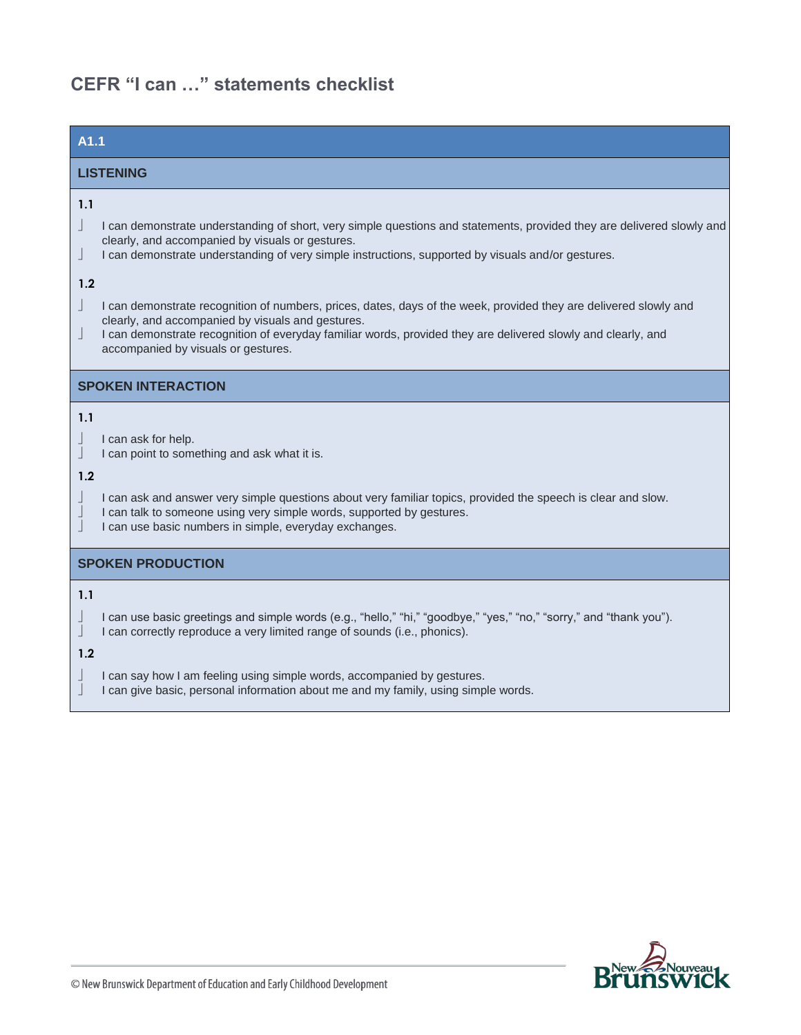# CEFR "I can …" statements checklist

## A1.1

### LISTENING

**1.1**

- [ ] I can demonstrate understanding of short, very simple questions and statements, provided they are delivered slowly and clearly, and accompanied by visuals or gestures.
- [ ] I can demonstrate understanding of very simple instructions, supported by visuals and/or gestures.

**1.2**

- [ ] I can demonstrate recognition of numbers, prices, dates, days of the week, provided they are delivered slowly and clearly, and accompanied by visuals and gestures.
- [ ] I can demonstrate recognition of everyday familiar words, provided they are delivered slowly and clearly, and accompanied by visuals or gestures.

### SPOKEN INTERACTION

**1.1**

- [ ] I can ask for help.
- [ ] I can point to something and ask what it is.

**1.2**

- [ ] I can ask and answer very simple questions about very familiar topics, provided the speech is clear and slow.
- [ ] I can talk to someone using very simple words, supported by gestures.
- [ ] I can use basic numbers in simple, everyday exchanges.

### SPOKEN PRODUCTION

**1.1**

- [ ] I can use basic greetings and simple words (e.g., "hello," "hi," "goodbye," "yes," "no," "sorry," and "thank you").
- [ ] I can correctly reproduce a very limited range of sounds (i.e., phonics).

**1.2**

- [ ] I can say how I am feeling using simple words, accompanied by gestures.
- [ ] I can give basic, personal information about me and my family, using simple words.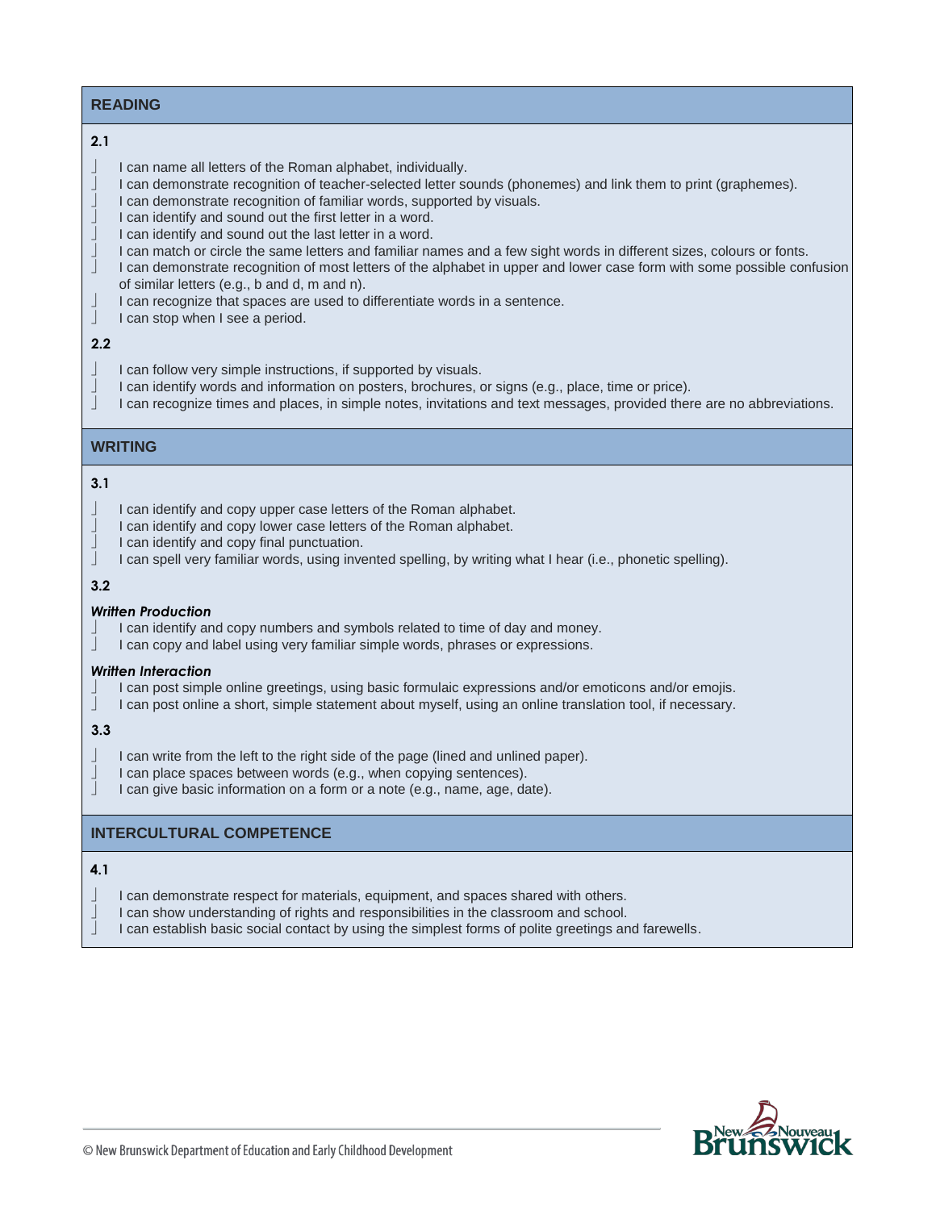## READING

**2.1**

- I can name all letters of the Roman alphabet, individually.
- I can demonstrate recognition of teacher-selected letter sounds (phonemes) and link them to print (graphemes).
- I can demonstrate recognition of familiar words, supported by visuals.
- I can identify and sound out the first letter in a word.
- I can identify and sound out the last letter in a word.
- I can match or circle the same letters and familiar names and a few sight words in different sizes, colours or fonts.
- I can demonstrate recognition of most letters of the alphabet in upper and lower case form with some possible confusion of similar letters (e.g., b and d, m and n).
- I can recognize that spaces are used to differentiate words in a sentence.
- I can stop when I see a period.

**2.2**

- I can follow very simple instructions, if supported by visuals.
- I can identify words and information on posters, brochures, or signs (e.g., place, time or price).
- I can recognize times and places, in simple notes, invitations and text messages, provided there are no abbreviations.

## WRITING

**3.1**

- I can identify and copy upper case letters of the Roman alphabet.
- I can identify and copy lower case letters of the Roman alphabet.
- I can identify and copy final punctuation.
- I can spell very familiar words, using invented spelling, by writing what I hear (i.e., phonetic spelling).

**3.2**

***Written Production***

- I can identify and copy numbers and symbols related to time of day and money.
- I can copy and label using very familiar simple words, phrases or expressions.

***Written Interaction***

- I can post simple online greetings, using basic formulaic expressions and/or emoticons and/or emojis.
- I can post online a short, simple statement about myself, using an online translation tool, if necessary.

**3.3**

- I can write from the left to the right side of the page (lined and unlined paper).
- I can place spaces between words (e.g., when copying sentences).
- I can give basic information on a form or a note (e.g., name, age, date).

## INTERCULTURAL COMPETENCE

**4.1**

- I can demonstrate respect for materials, equipment, and spaces shared with others.
- I can show understanding of rights and responsibilities in the classroom and school.
- I can establish basic social contact by using the simplest forms of polite greetings and farewells.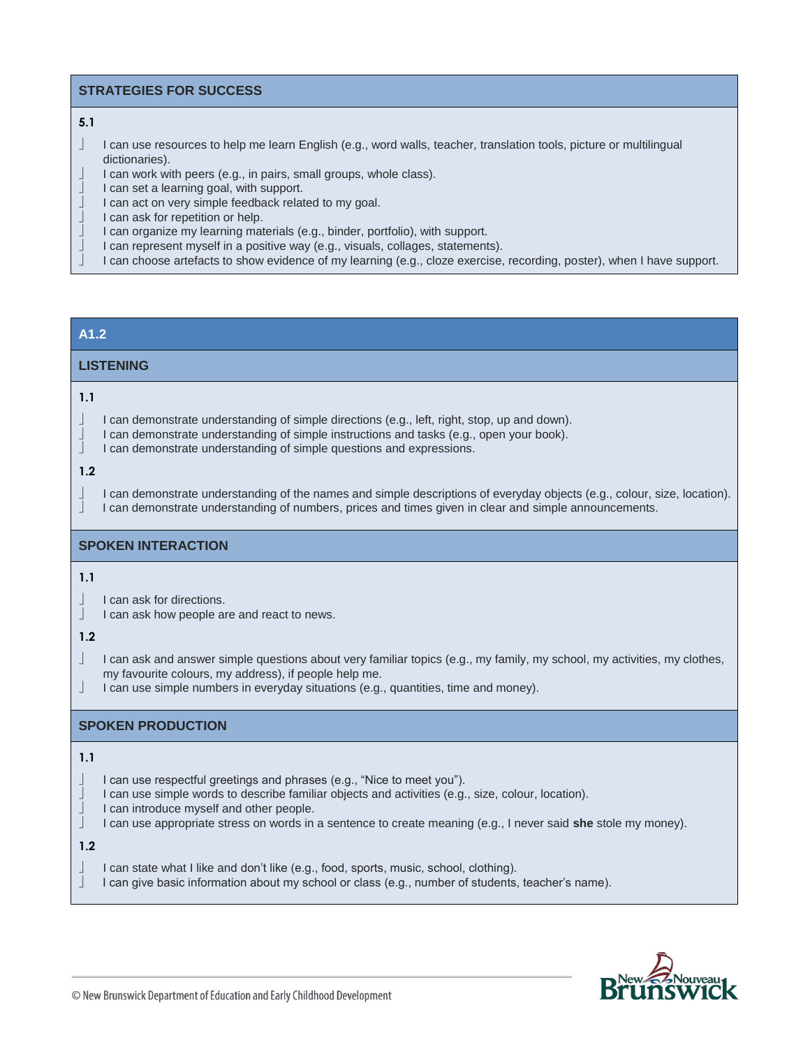## STRATEGIES FOR SUCCESS

**5.1**

- I can use resources to help me learn English (e.g., word walls, teacher, translation tools, picture or multilingual dictionaries).
- I can work with peers (e.g., in pairs, small groups, whole class).
- I can set a learning goal, with support.
- I can act on very simple feedback related to my goal.
- I can ask for repetition or help.
- I can organize my learning materials (e.g., binder, portfolio), with support.
- I can represent myself in a positive way (e.g., visuals, collages, statements).
- I can choose artefacts to show evidence of my learning (e.g., cloze exercise, recording, poster), when I have support.

# A1.2

## LISTENING

**1.1**

- I can demonstrate understanding of simple directions (e.g., left, right, stop, up and down).
- I can demonstrate understanding of simple instructions and tasks (e.g., open your book).
- I can demonstrate understanding of simple questions and expressions.

**1.2**

- I can demonstrate understanding of the names and simple descriptions of everyday objects (e.g., colour, size, location).
- I can demonstrate understanding of numbers, prices and times given in clear and simple announcements.

## SPOKEN INTERACTION

**1.1**

- I can ask for directions.
- I can ask how people are and react to news.

**1.2**

- I can ask and answer simple questions about very familiar topics (e.g., my family, my school, my activities, my clothes, my favourite colours, my address), if people help me.
- I can use simple numbers in everyday situations (e.g., quantities, time and money).

## SPOKEN PRODUCTION

**1.1**

- I can use respectful greetings and phrases (e.g., "Nice to meet you").
- I can use simple words to describe familiar objects and activities (e.g., size, colour, location).
- I can introduce myself and other people.
- I can use appropriate stress on words in a sentence to create meaning (e.g., I never said **she** stole my money).

**1.2**

- I can state what I like and don't like (e.g., food, sports, music, school, clothing).
- I can give basic information about my school or class (e.g., number of students, teacher's name).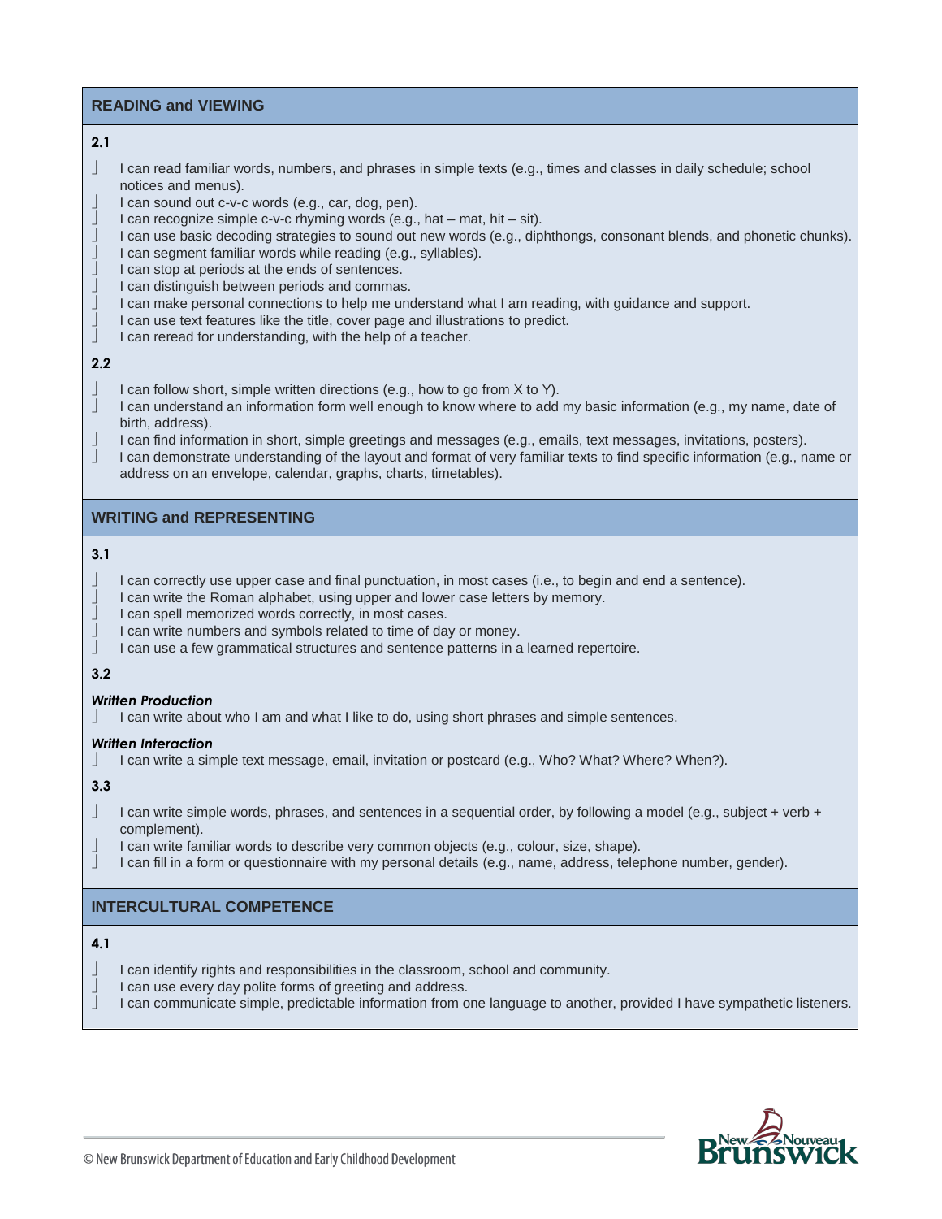## READING and VIEWING

**2.1**

- I can read familiar words, numbers, and phrases in simple texts (e.g., times and classes in daily schedule; school notices and menus).
- I can sound out c-v-c words (e.g., car, dog, pen).
- I can recognize simple c-v-c rhyming words (e.g., hat – mat, hit – sit).
- I can use basic decoding strategies to sound out new words (e.g., diphthongs, consonant blends, and phonetic chunks).
- I can segment familiar words while reading (e.g., syllables).
- I can stop at periods at the ends of sentences.
- I can distinguish between periods and commas.
- I can make personal connections to help me understand what I am reading, with guidance and support.
- I can use text features like the title, cover page and illustrations to predict.
- I can reread for understanding, with the help of a teacher.

**2.2**

- I can follow short, simple written directions (e.g., how to go from X to Y).
- I can understand an information form well enough to know where to add my basic information (e.g., my name, date of birth, address).
- I can find information in short, simple greetings and messages (e.g., emails, text messages, invitations, posters).
- I can demonstrate understanding of the layout and format of very familiar texts to find specific information (e.g., name or address on an envelope, calendar, graphs, charts, timetables).

## WRITING and REPRESENTING

**3.1**

- I can correctly use upper case and final punctuation, in most cases (i.e., to begin and end a sentence).
- I can write the Roman alphabet, using upper and lower case letters by memory.
- I can spell memorized words correctly, in most cases.
- I can write numbers and symbols related to time of day or money.
- I can use a few grammatical structures and sentence patterns in a learned repertoire.

**3.2**

***Written Production***

- I can write about who I am and what I like to do, using short phrases and simple sentences.

***Written Interaction***

- I can write a simple text message, email, invitation or postcard (e.g., Who? What? Where? When?).

**3.3**

- I can write simple words, phrases, and sentences in a sequential order, by following a model (e.g., subject + verb + complement).
- I can write familiar words to describe very common objects (e.g., colour, size, shape).
- I can fill in a form or questionnaire with my personal details (e.g., name, address, telephone number, gender).

## INTERCULTURAL COMPETENCE

**4.1**

- I can identify rights and responsibilities in the classroom, school and community.
- I can use every day polite forms of greeting and address.
- I can communicate simple, predictable information from one language to another, provided I have sympathetic listeners.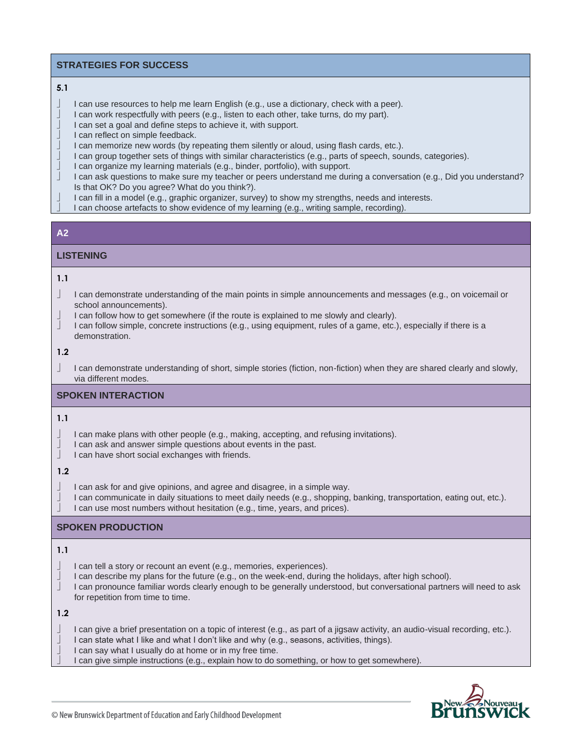## STRATEGIES FOR SUCCESS

**5.1**

- ☐ I can use resources to help me learn English (e.g., use a dictionary, check with a peer).
- ☐ I can work respectfully with peers (e.g., listen to each other, take turns, do my part).
- ☐ I can set a goal and define steps to achieve it, with support.
- ☐ I can reflect on simple feedback.
- ☐ I can memorize new words (by repeating them silently or aloud, using flash cards, etc.).
- ☐ I can group together sets of things with similar characteristics (e.g., parts of speech, sounds, categories).
- ☐ I can organize my learning materials (e.g., binder, portfolio), with support.
- ☐ I can ask questions to make sure my teacher or peers understand me during a conversation (e.g., Did you understand? Is that OK? Do you agree? What do you think?).
- ☐ I can fill in a model (e.g., graphic organizer, survey) to show my strengths, needs and interests.
- ☐ I can choose artefacts to show evidence of my learning (e.g., writing sample, recording).

# A2

## LISTENING

**1.1**

- ☐ I can demonstrate understanding of the main points in simple announcements and messages (e.g., on voicemail or school announcements).
- ☐ I can follow how to get somewhere (if the route is explained to me slowly and clearly).
- ☐ I can follow simple, concrete instructions (e.g., using equipment, rules of a game, etc.), especially if there is a demonstration.

**1.2**

- ☐ I can demonstrate understanding of short, simple stories (fiction, non-fiction) when they are shared clearly and slowly, via different modes.

## SPOKEN INTERACTION

**1.1**

- ☐ I can make plans with other people (e.g., making, accepting, and refusing invitations).
- ☐ I can ask and answer simple questions about events in the past.
- ☐ I can have short social exchanges with friends.

**1.2**

- ☐ I can ask for and give opinions, and agree and disagree, in a simple way.
- ☐ I can communicate in daily situations to meet daily needs (e.g., shopping, banking, transportation, eating out, etc.).
- ☐ I can use most numbers without hesitation (e.g., time, years, and prices).

## SPOKEN PRODUCTION

**1.1**

- ☐ I can tell a story or recount an event (e.g., memories, experiences).
- ☐ I can describe my plans for the future (e.g., on the week-end, during the holidays, after high school).
- ☐ I can pronounce familiar words clearly enough to be generally understood, but conversational partners will need to ask for repetition from time to time.

**1.2**

- ☐ I can give a brief presentation on a topic of interest (e.g., as part of a jigsaw activity, an audio-visual recording, etc.).
- ☐ I can state what I like and what I don't like and why (e.g., seasons, activities, things).
- ☐ I can say what I usually do at home or in my free time.
- ☐ I can give simple instructions (e.g., explain how to do something, or how to get somewhere).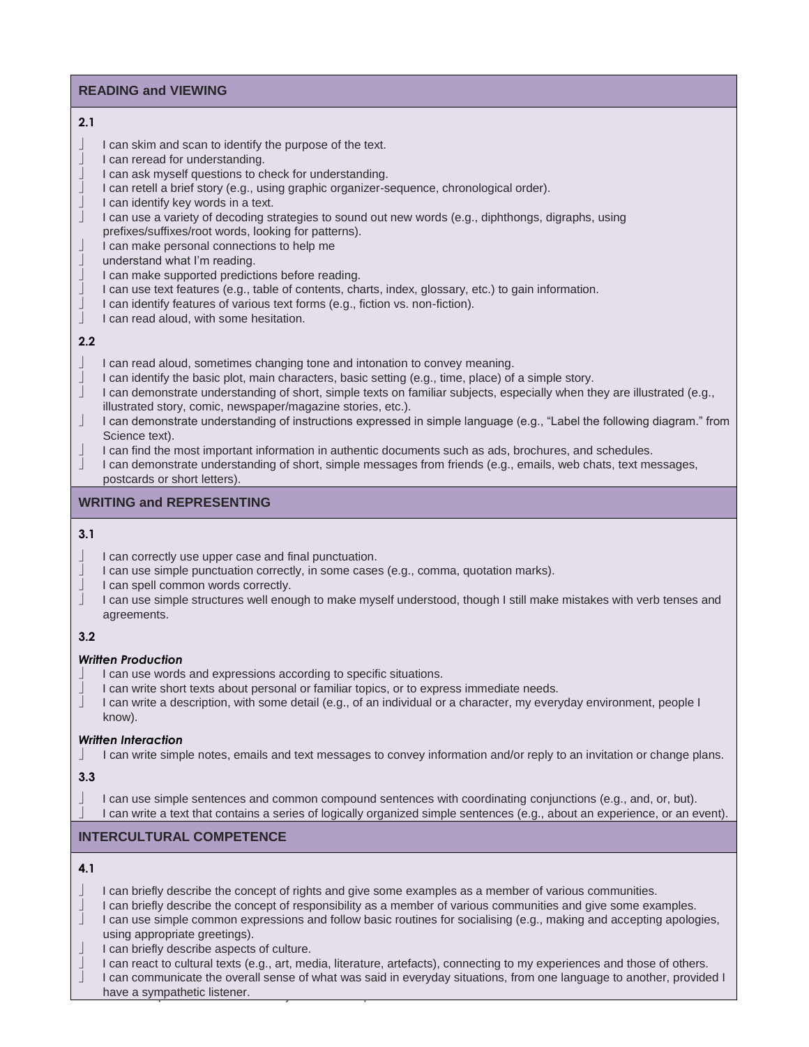## READING and VIEWING

**2.1**

- I can skim and scan to identify the purpose of the text.
- I can reread for understanding.
- I can ask myself questions to check for understanding.
- I can retell a brief story (e.g., using graphic organizer-sequence, chronological order).
- I can identify key words in a text.
- I can use a variety of decoding strategies to sound out new words (e.g., diphthongs, digraphs, using prefixes/suffixes/root words, looking for patterns).
- I can make personal connections to help me
- understand what I'm reading.
- I can make supported predictions before reading.
- I can use text features (e.g., table of contents, charts, index, glossary, etc.) to gain information.
- I can identify features of various text forms (e.g., fiction vs. non-fiction).
- I can read aloud, with some hesitation.

**2.2**

- I can read aloud, sometimes changing tone and intonation to convey meaning.
- I can identify the basic plot, main characters, basic setting (e.g., time, place) of a simple story.
- I can demonstrate understanding of short, simple texts on familiar subjects, especially when they are illustrated (e.g., illustrated story, comic, newspaper/magazine stories, etc.).
- I can demonstrate understanding of instructions expressed in simple language (e.g., "Label the following diagram." from Science text).
- I can find the most important information in authentic documents such as ads, brochures, and schedules.
- I can demonstrate understanding of short, simple messages from friends (e.g., emails, web chats, text messages, postcards or short letters).

## WRITING and REPRESENTING

**3.1**

- I can correctly use upper case and final punctuation.
- I can use simple punctuation correctly, in some cases (e.g., comma, quotation marks).
- I can spell common words correctly.
- I can use simple structures well enough to make myself understood, though I still make mistakes with verb tenses and agreements.

**3.2**

***Written Production***

- I can use words and expressions according to specific situations.
- I can write short texts about personal or familiar topics, or to express immediate needs.
- I can write a description, with some detail (e.g., of an individual or a character, my everyday environment, people I know).

***Written Interaction***

- I can write simple notes, emails and text messages to convey information and/or reply to an invitation or change plans.

**3.3**

- I can use simple sentences and common compound sentences with coordinating conjunctions (e.g., and, or, but).
- I can write a text that contains a series of logically organized simple sentences (e.g., about an experience, or an event).

## INTERCULTURAL COMPETENCE

**4.1**

- I can briefly describe the concept of rights and give some examples as a member of various communities.
- I can briefly describe the concept of responsibility as a member of various communities and give some examples.
- I can use simple common expressions and follow basic routines for socialising (e.g., making and accepting apologies, using appropriate greetings).
- I can briefly describe aspects of culture.
- I can react to cultural texts (e.g., art, media, literature, artefacts), connecting to my experiences and those of others.
- I can communicate the overall sense of what was said in everyday situations, from one language to another, provided I have a sympathetic listener.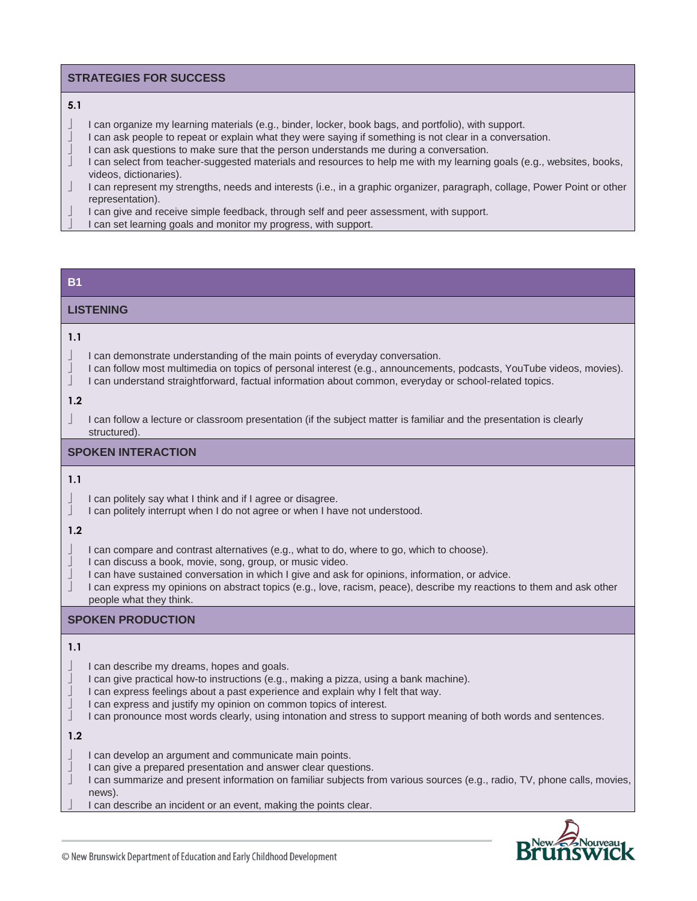## STRATEGIES FOR SUCCESS

**5.1**

- I can organize my learning materials (e.g., binder, locker, book bags, and portfolio), with support.
- I can ask people to repeat or explain what they were saying if something is not clear in a conversation.
- I can ask questions to make sure that the person understands me during a conversation.
- I can select from teacher-suggested materials and resources to help me with my learning goals (e.g., websites, books, videos, dictionaries).
- I can represent my strengths, needs and interests (i.e., in a graphic organizer, paragraph, collage, Power Point or other representation).
- I can give and receive simple feedback, through self and peer assessment, with support.
- I can set learning goals and monitor my progress, with support.

# B1

## LISTENING

**1.1**

- I can demonstrate understanding of the main points of everyday conversation.
- I can follow most multimedia on topics of personal interest (e.g., announcements, podcasts, YouTube videos, movies).
- I can understand straightforward, factual information about common, everyday or school-related topics.

**1.2**

- I can follow a lecture or classroom presentation (if the subject matter is familiar and the presentation is clearly structured).

## SPOKEN INTERACTION

**1.1**

- I can politely say what I think and if I agree or disagree.
- I can politely interrupt when I do not agree or when I have not understood.

**1.2**

- I can compare and contrast alternatives (e.g., what to do, where to go, which to choose).
- I can discuss a book, movie, song, group, or music video.
- I can have sustained conversation in which I give and ask for opinions, information, or advice.
- I can express my opinions on abstract topics (e.g., love, racism, peace), describe my reactions to them and ask other people what they think.

## SPOKEN PRODUCTION

**1.1**

- I can describe my dreams, hopes and goals.
- I can give practical how-to instructions (e.g., making a pizza, using a bank machine).
- I can express feelings about a past experience and explain why I felt that way.
- I can express and justify my opinion on common topics of interest.
- I can pronounce most words clearly, using intonation and stress to support meaning of both words and sentences.

**1.2**

- I can develop an argument and communicate main points.
- I can give a prepared presentation and answer clear questions.
- I can summarize and present information on familiar subjects from various sources (e.g., radio, TV, phone calls, movies, news).
- I can describe an incident or an event, making the points clear.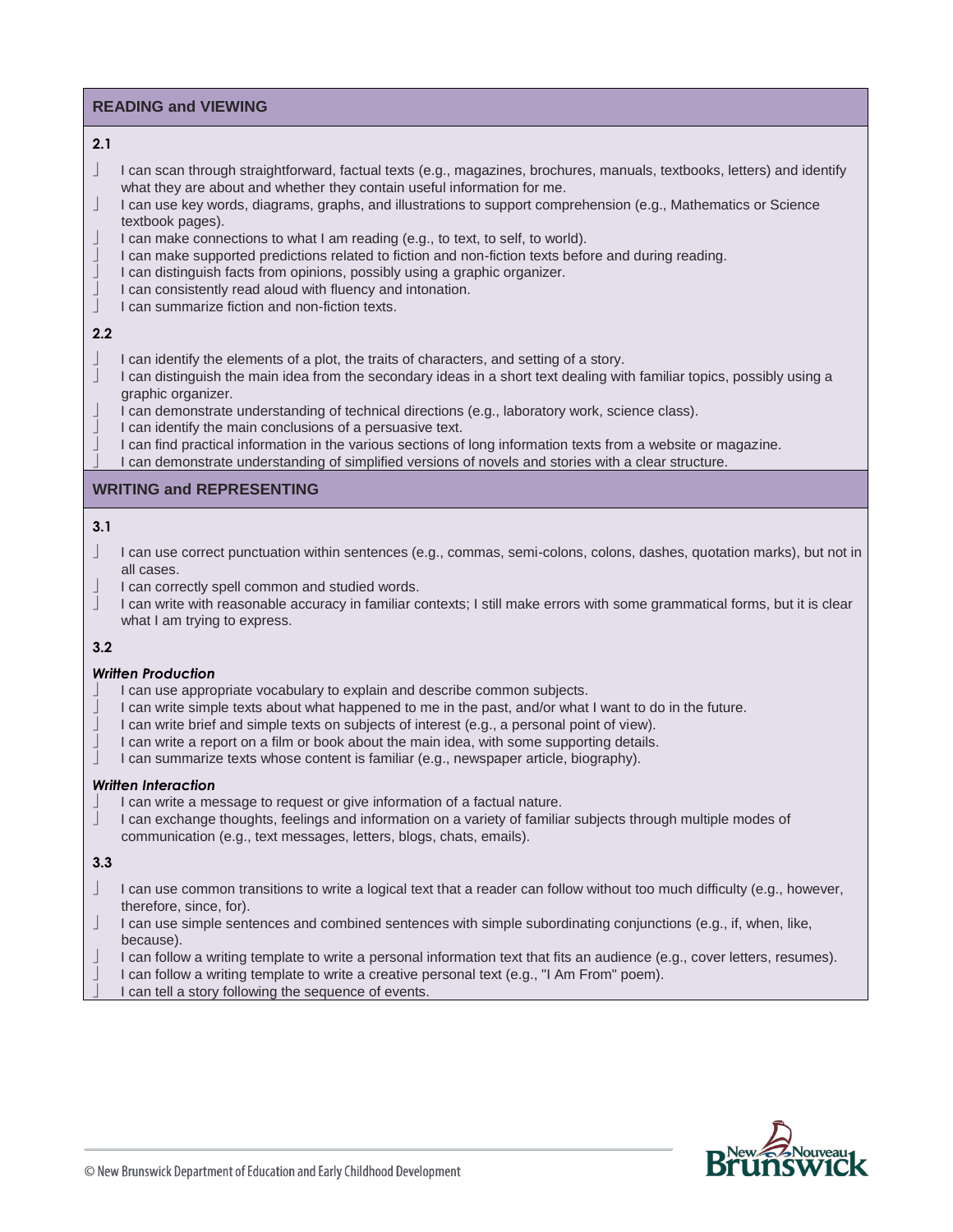## READING and VIEWING

**2.1**

- I can scan through straightforward, factual texts (e.g., magazines, brochures, manuals, textbooks, letters) and identify what they are about and whether they contain useful information for me.
- I can use key words, diagrams, graphs, and illustrations to support comprehension (e.g., Mathematics or Science textbook pages).
- I can make connections to what I am reading (e.g., to text, to self, to world).
- I can make supported predictions related to fiction and non-fiction texts before and during reading.
- I can distinguish facts from opinions, possibly using a graphic organizer.
- I can consistently read aloud with fluency and intonation.
- I can summarize fiction and non-fiction texts.

**2.2**

- I can identify the elements of a plot, the traits of characters, and setting of a story.
- I can distinguish the main idea from the secondary ideas in a short text dealing with familiar topics, possibly using a graphic organizer.
- I can demonstrate understanding of technical directions (e.g., laboratory work, science class).
- I can identify the main conclusions of a persuasive text.
- I can find practical information in the various sections of long information texts from a website or magazine.
- I can demonstrate understanding of simplified versions of novels and stories with a clear structure.

## WRITING and REPRESENTING

**3.1**

- I can use correct punctuation within sentences (e.g., commas, semi-colons, colons, dashes, quotation marks), but not in all cases.
- I can correctly spell common and studied words.
- I can write with reasonable accuracy in familiar contexts; I still make errors with some grammatical forms, but it is clear what I am trying to express.

**3.2**

***Written Production***

- I can use appropriate vocabulary to explain and describe common subjects.
- I can write simple texts about what happened to me in the past, and/or what I want to do in the future.
- I can write brief and simple texts on subjects of interest (e.g., a personal point of view).
- I can write a report on a film or book about the main idea, with some supporting details.
- I can summarize texts whose content is familiar (e.g., newspaper article, biography).

***Written Interaction***

- I can write a message to request or give information of a factual nature.
- I can exchange thoughts, feelings and information on a variety of familiar subjects through multiple modes of communication (e.g., text messages, letters, blogs, chats, emails).

**3.3**

- I can use common transitions to write a logical text that a reader can follow without too much difficulty (e.g., however, therefore, since, for).
- I can use simple sentences and combined sentences with simple subordinating conjunctions (e.g., if, when, like, because).
- I can follow a writing template to write a personal information text that fits an audience (e.g., cover letters, resumes).
- I can follow a writing template to write a creative personal text (e.g., "I Am From" poem).
- I can tell a story following the sequence of events.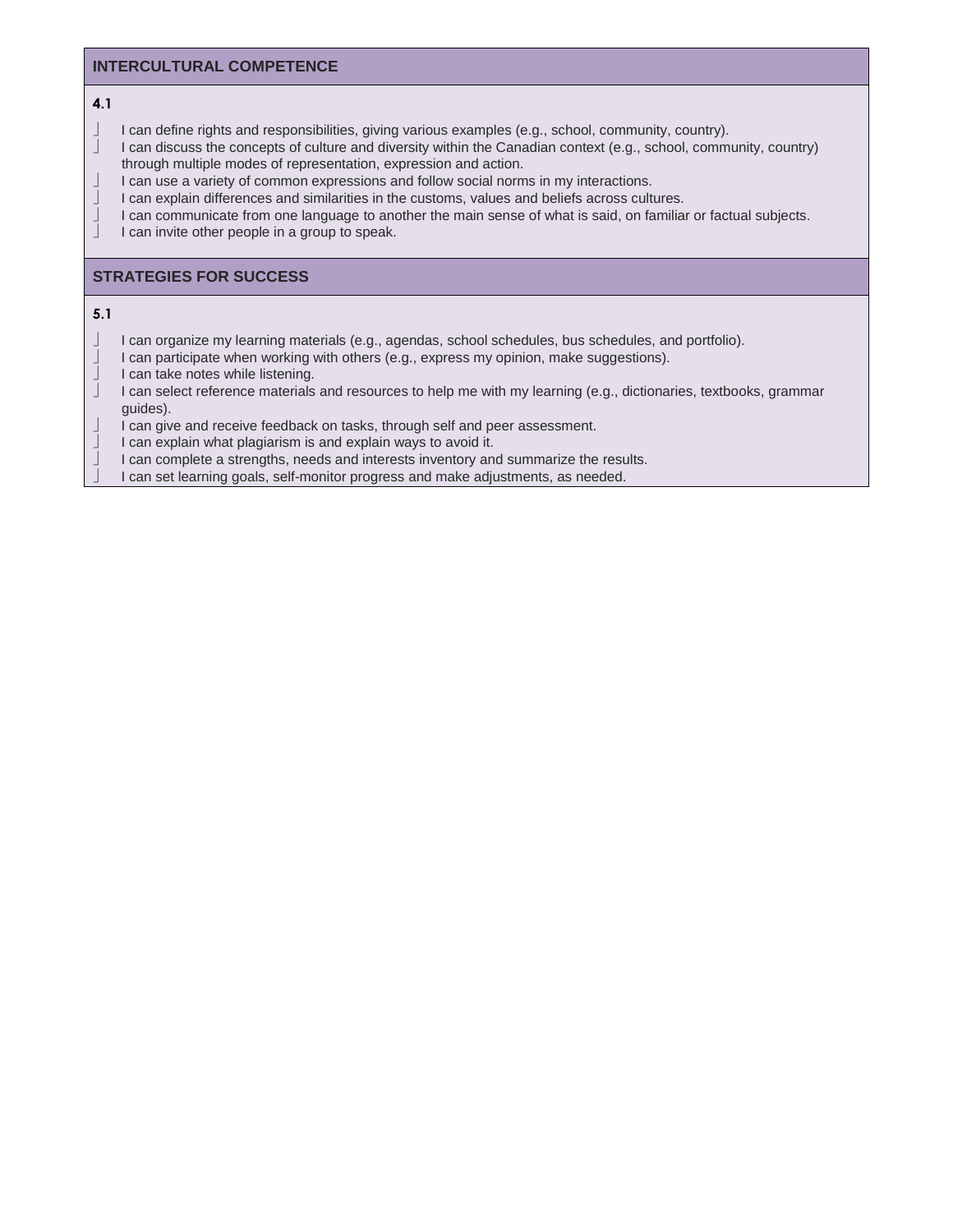## INTERCULTURAL COMPETENCE

**4.1**

- I can define rights and responsibilities, giving various examples (e.g., school, community, country).
- I can discuss the concepts of culture and diversity within the Canadian context (e.g., school, community, country) through multiple modes of representation, expression and action.
- I can use a variety of common expressions and follow social norms in my interactions.
- I can explain differences and similarities in the customs, values and beliefs across cultures.
- I can communicate from one language to another the main sense of what is said, on familiar or factual subjects.
- I can invite other people in a group to speak.

## STRATEGIES FOR SUCCESS

**5.1**

- I can organize my learning materials (e.g., agendas, school schedules, bus schedules, and portfolio).
- I can participate when working with others (e.g., express my opinion, make suggestions).
- I can take notes while listening.
- I can select reference materials and resources to help me with my learning (e.g., dictionaries, textbooks, grammar guides).
- I can give and receive feedback on tasks, through self and peer assessment.
- I can explain what plagiarism is and explain ways to avoid it.
- I can complete a strengths, needs and interests inventory and summarize the results.
- I can set learning goals, self-monitor progress and make adjustments, as needed.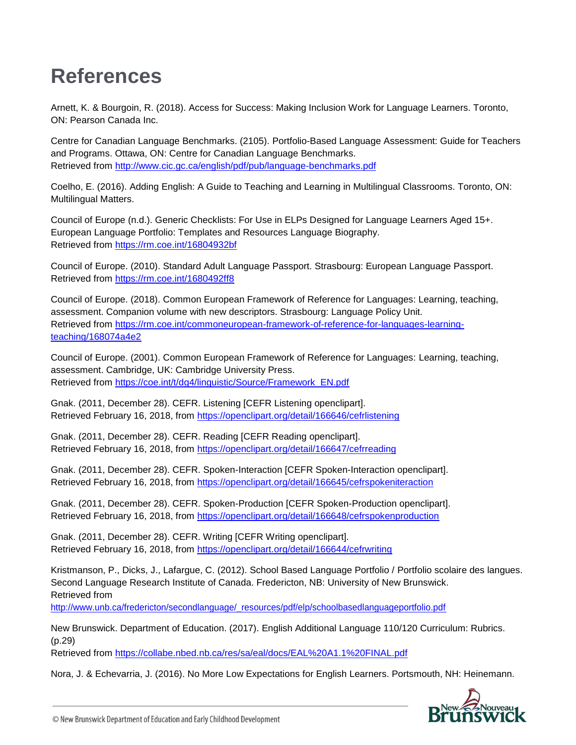# References

Arnett, K. & Bourgoin, R. (2018). Access for Success: Making Inclusion Work for Language Learners. Toronto, ON: Pearson Canada Inc.

Centre for Canadian Language Benchmarks. (2105). Portfolio-Based Language Assessment: Guide for Teachers and Programs. Ottawa, ON: Centre for Canadian Language Benchmarks.
Retrieved from http://www.cic.gc.ca/english/pdf/pub/language-benchmarks.pdf

Coelho, E. (2016). Adding English: A Guide to Teaching and Learning in Multilingual Classrooms. Toronto, ON: Multilingual Matters.

Council of Europe (n.d.). Generic Checklists: For Use in ELPs Designed for Language Learners Aged 15+. European Language Portfolio: Templates and Resources Language Biography.
Retrieved from https://rm.coe.int/16804932bf

Council of Europe. (2010). Standard Adult Language Passport. Strasbourg: European Language Passport.
Retrieved from https://rm.coe.int/1680492ff8

Council of Europe. (2018). Common European Framework of Reference for Languages: Learning, teaching, assessment. Companion volume with new descriptors. Strasbourg: Language Policy Unit.
Retrieved from https://rm.coe.int/commoneuropean-framework-of-reference-for-languages-learning-teaching/168074a4e2

Council of Europe. (2001). Common European Framework of Reference for Languages: Learning, teaching, assessment. Cambridge, UK: Cambridge University Press.
Retrieved from https://coe.int/t/dg4/linguistic/Source/Framework_EN.pdf

Gnak. (2011, December 28). CEFR. Listening [CEFR Listening openclipart].
Retrieved February 16, 2018, from https://openclipart.org/detail/166646/cefrlistening

Gnak. (2011, December 28). CEFR. Reading [CEFR Reading openclipart].
Retrieved February 16, 2018, from https://openclipart.org/detail/166647/cefrreading

Gnak. (2011, December 28). CEFR. Spoken-Interaction [CEFR Spoken-Interaction openclipart].
Retrieved February 16, 2018, from https://openclipart.org/detail/166645/cefrspokeniteraction

Gnak. (2011, December 28). CEFR. Spoken-Production [CEFR Spoken-Production openclipart].
Retrieved February 16, 2018, from https://openclipart.org/detail/166648/cefrspokenproduction

Gnak. (2011, December 28). CEFR. Writing [CEFR Writing openclipart].
Retrieved February 16, 2018, from https://openclipart.org/detail/166644/cefrwriting

Kristmanson, P., Dicks, J., Lafargue, C. (2012). School Based Language Portfolio / Portfolio scolaire des langues. Second Language Research Institute of Canada. Fredericton, NB: University of New Brunswick.
Retrieved from
http://www.unb.ca/fredericton/secondlanguage/_resources/pdf/elp/schoolbasedlanguageportfolio.pdf

New Brunswick. Department of Education. (2017). English Additional Language 110/120 Curriculum: Rubrics. (p.29)
Retrieved from https://collabe.nbed.nb.ca/res/sa/eal/docs/EAL%20A1.1%20FINAL.pdf

Nora, J. & Echevarria, J. (2016). No More Low Expectations for English Learners. Portsmouth, NH: Heinemann.